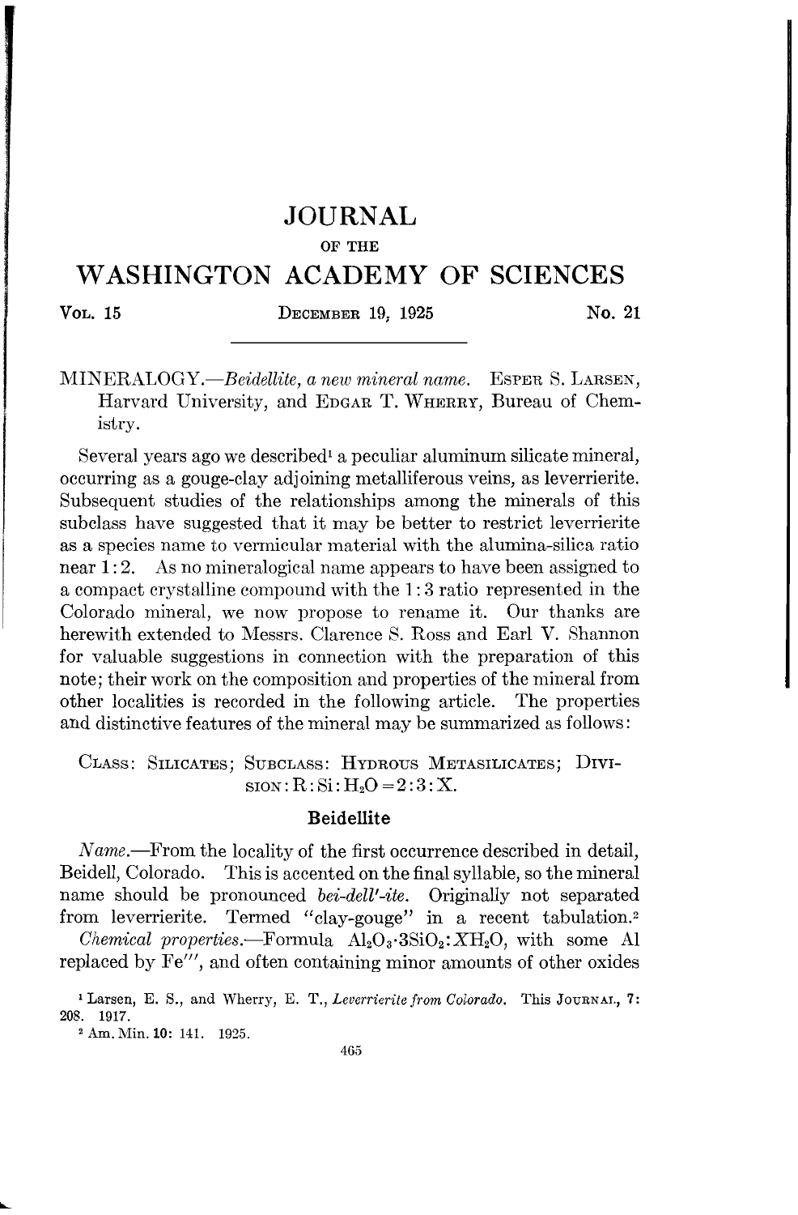# JOURNAL

OF THE

# WASHINGTON ACADEMY OF SCIENCES

Vol. 15 December 19, 1925 No. 21

---

MINERALOGY.—*Beidellite, a new mineral name.* Esper S. Larsen, Harvard University, and Edgar T. Wherry, Bureau of Chemistry.

Several years ago we described[1] a peculiar aluminum silicate mineral, occurring as a gouge-clay adjoining metalliferous veins, as leverrierite. Subsequent studies of the relationships among the minerals of this subclass have suggested that it may be better to restrict leverrierite as a species name to vermicular material with the alumina-silica ratio near 1:2. As no mineralogical name appears to have been assigned to a compact crystalline compound with the 1:3 ratio represented in the Colorado mineral, we now propose to rename it. Our thanks are herewith extended to Messrs. Clarence S. Ross and Earl V. Shannon for valuable suggestions in connection with the preparation of this note; their work on the composition and properties of the mineral from other localities is recorded in the following article. The properties and distinctive features of the mineral may be summarized as follows:

Class: Silicates; Subclass: Hydrous Metasilicates; Division: $R:Si:H_2O = 2:3:X$.

### Beidellite

*Name.*—From the locality of the first occurrence described in detail, Beidell, Colorado. This is accented on the final syllable, so the mineral name should be pronounced *bei-dell'-ite*. Originally not separated from leverrierite. Termed "clay-gouge" in a recent tabulation.[2]

*Chemical properties.*—Formula $Al_2O_3 \cdot 3SiO_2 : XH_2O$, with some Al replaced by $Fe'''$, and often containing minor amounts of other oxides

[1] Larsen, E. S., and Wherry, E. T., *Leverrierite from Colorado.* This Journal, 7: 208. 1917.

[2] Am. Min. 10: 141. 1925.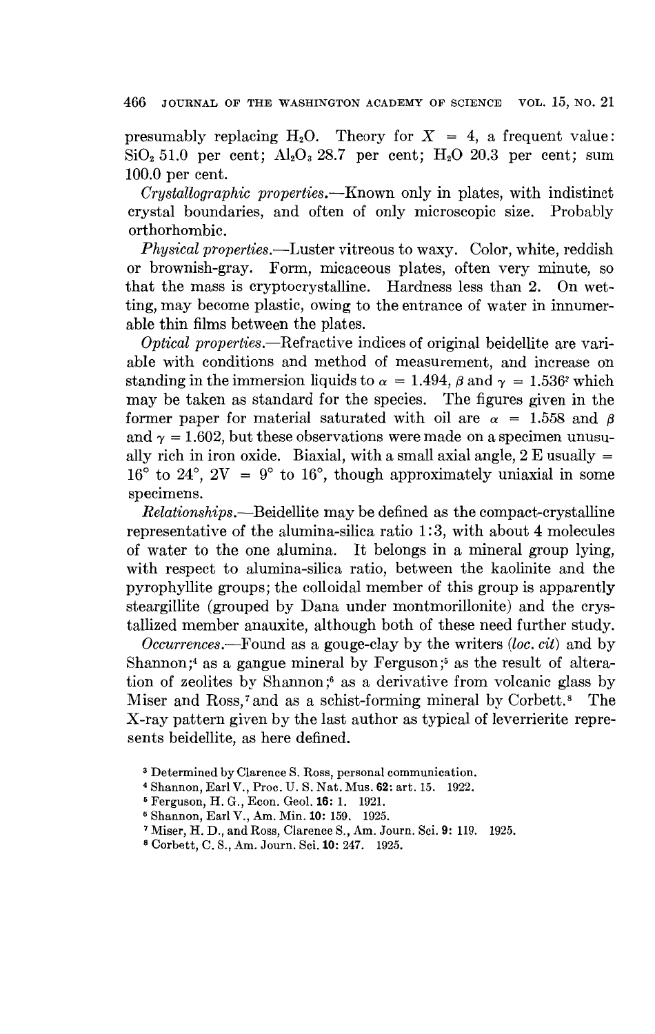presumably replacing $H_2O$. Theory for $X = 4$, a frequent value: $SiO_2$ 51.0 per cent; $Al_2O_3$ 28.7 per cent; $H_2O$ 20.3 per cent; sum 100.0 per cent.

*Crystallographic properties.*—Known only in plates, with indistinct crystal boundaries, and often of only microscopic size. Probably orthorhombic.

*Physical properties.*—Luster vitreous to waxy. Color, white, reddish or brownish-gray. Form, micaceous plates, often very minute, so that the mass is cryptocrystalline. Hardness less than 2. On wetting, may become plastic, owing to the entrance of water in innumerable thin films between the plates.

*Optical properties.*—Refractive indices of original beidellite are variable with conditions and method of measurement, and increase on standing in the immersion liquids to $\alpha = 1.494$, $\beta$ and $\gamma = 1.536$[3] which may be taken as standard for the species. The figures given in the former paper for material saturated with oil are $\alpha = 1.558$ and $\beta$ and $\gamma = 1.602$, but these observations were made on a specimen unusually rich in iron oxide. Biaxial, with a small axial angle, 2 E usually = 16° to 24°, 2V = 9° to 16°, though approximately uniaxial in some specimens.

*Relationships.*—Beidellite may be defined as the compact-crystalline representative of the alumina-silica ratio 1:3, with about 4 molecules of water to the one alumina. It belongs in a mineral group lying, with respect to alumina-silica ratio, between the kaolinite and the pyrophyllite groups; the colloidal member of this group is apparently steargillite (grouped by Dana under montmorillonite) and the crystallized member anauxite, although both of these need further study.

*Occurrences.*—Found as a gouge-clay by the writers (*loc. cit*) and by Shannon;[4] as a gangue mineral by Ferguson;[5] as the result of alteration of zeolites by Shannon;[6] as a derivative from volcanic glass by Miser and Ross,[7] and as a schist-forming mineral by Corbett.[8] The X-ray pattern given by the last author as typical of leverrierite represents beidellite, as here defined.

[3] Determined by Clarence S. Ross, personal communication.

[4] Shannon, Earl V., Proc. U. S. Nat. Mus. **62**: art. 15. 1922.

[5] Ferguson, H. G., Econ. Geol. **16**: 1. 1921.

[6] Shannon, Earl V., Am. Min. **10**: 159. 1925.

[7] Miser, H. D., and Ross, Clarence S., Am. Journ. Sci. **9**: 119. 1925.

[8] Corbett, C. S., Am. Journ. Sci. **10**: 247. 1925.